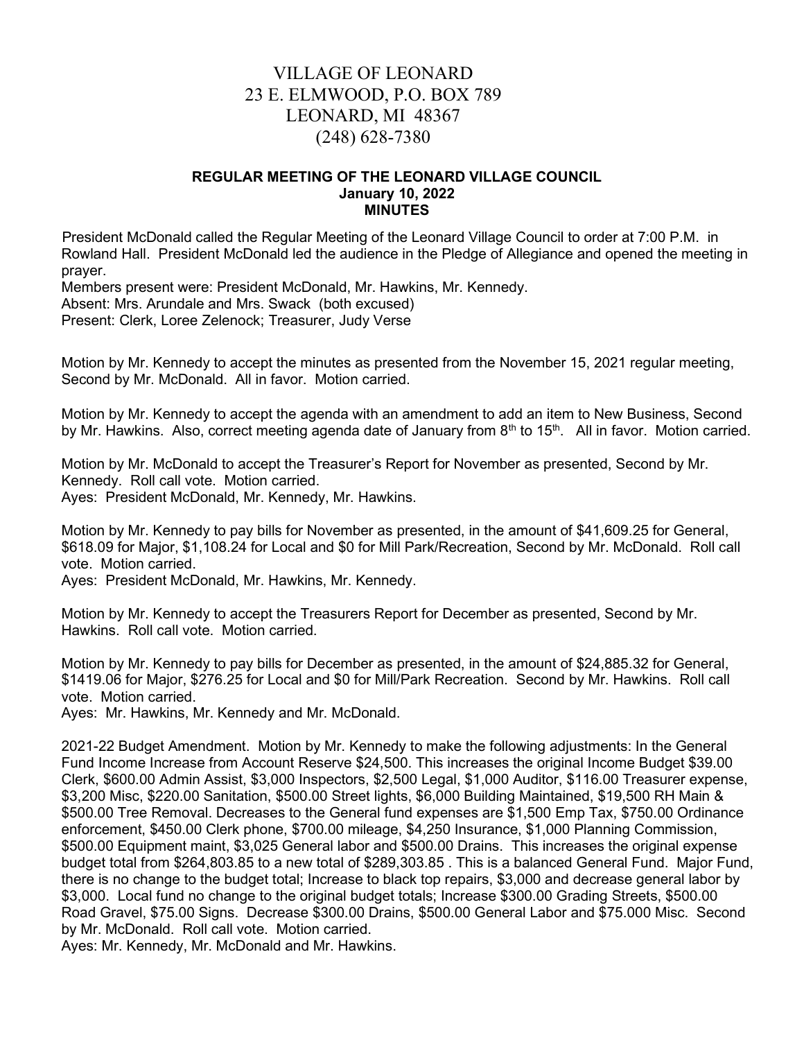# VILLAGE OF LEONARD
# 23 E. ELMWOOD, P.O. BOX 789
# LEONARD, MI 48367
# (248) 628-7380

**REGULAR MEETING OF THE LEONARD VILLAGE COUNCIL**
**January 10, 2022**
**MINUTES**

President McDonald called the Regular Meeting of the Leonard Village Council to order at 7:00 P.M. in Rowland Hall. President McDonald led the audience in the Pledge of Allegiance and opened the meeting in prayer.
Members present were: President McDonald, Mr. Hawkins, Mr. Kennedy.
Absent: Mrs. Arundale and Mrs. Swack (both excused)
Present: Clerk, Loree Zelenock; Treasurer, Judy Verse

Motion by Mr. Kennedy to accept the minutes as presented from the November 15, 2021 regular meeting, Second by Mr. McDonald. All in favor. Motion carried.

Motion by Mr. Kennedy to accept the agenda with an amendment to add an item to New Business, Second by Mr. Hawkins. Also, correct meeting agenda date of January from 8th to 15th. All in favor. Motion carried.

Motion by Mr. McDonald to accept the Treasurer's Report for November as presented, Second by Mr. Kennedy. Roll call vote. Motion carried.
Ayes: President McDonald, Mr. Kennedy, Mr. Hawkins.

Motion by Mr. Kennedy to pay bills for November as presented, in the amount of $41,609.25 for General, $618.09 for Major, $1,108.24 for Local and $0 for Mill Park/Recreation, Second by Mr. McDonald. Roll call vote. Motion carried.
Ayes: President McDonald, Mr. Hawkins, Mr. Kennedy.

Motion by Mr. Kennedy to accept the Treasurers Report for December as presented, Second by Mr. Hawkins. Roll call vote. Motion carried.

Motion by Mr. Kennedy to pay bills for December as presented, in the amount of $24,885.32 for General, $1419.06 for Major, $276.25 for Local and $0 for Mill/Park Recreation. Second by Mr. Hawkins. Roll call vote. Motion carried.
Ayes: Mr. Hawkins, Mr. Kennedy and Mr. McDonald.

2021-22 Budget Amendment. Motion by Mr. Kennedy to make the following adjustments: In the General Fund Income Increase from Account Reserve $24,500. This increases the original Income Budget $39.00 Clerk, $600.00 Admin Assist, $3,000 Inspectors, $2,500 Legal, $1,000 Auditor, $116.00 Treasurer expense, $3,200 Misc, $220.00 Sanitation, $500.00 Street lights, $6,000 Building Maintained, $19,500 RH Main & $500.00 Tree Removal. Decreases to the General fund expenses are $1,500 Emp Tax, $750.00 Ordinance enforcement, $450.00 Clerk phone, $700.00 mileage, $4,250 Insurance, $1,000 Planning Commission, $500.00 Equipment maint, $3,025 General labor and $500.00 Drains. This increases the original expense budget total from $264,803.85 to a new total of $289,303.85 . This is a balanced General Fund. Major Fund, there is no change to the budget total; Increase to black top repairs, $3,000 and decrease general labor by $3,000. Local fund no change to the original budget totals; Increase $300.00 Grading Streets, $500.00 Road Gravel, $75.00 Signs. Decrease $300.00 Drains, $500.00 General Labor and $75.000 Misc. Second by Mr. McDonald. Roll call vote. Motion carried.
Ayes: Mr. Kennedy, Mr. McDonald and Mr. Hawkins.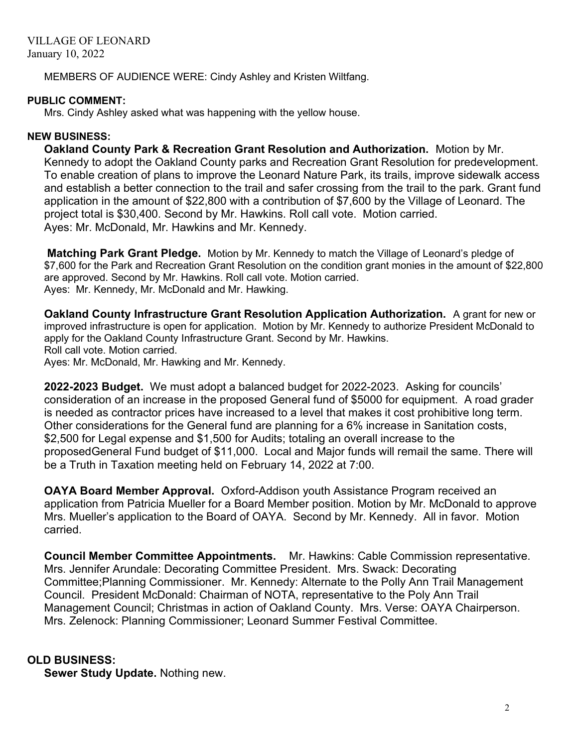VILLAGE OF LEONARD
January 10, 2022

MEMBERS OF AUDIENCE WERE: Cindy Ashley and Kristen Wiltfang.

**PUBLIC COMMENT:**

Mrs. Cindy Ashley asked what was happening with the yellow house.

**NEW BUSINESS:**

**Oakland County Park & Recreation Grant Resolution and Authorization.** Motion by Mr. Kennedy to adopt the Oakland County parks and Recreation Grant Resolution for predevelopment. To enable creation of plans to improve the Leonard Nature Park, its trails, improve sidewalk access and establish a better connection to the trail and safer crossing from the trail to the park. Grant fund application in the amount of $22,800 with a contribution of $7,600 by the Village of Leonard. The project total is $30,400. Second by Mr. Hawkins. Roll call vote. Motion carried.
Ayes: Mr. McDonald, Mr. Hawkins and Mr. Kennedy.

**Matching Park Grant Pledge.** Motion by Mr. Kennedy to match the Village of Leonard's pledge of $7,600 for the Park and Recreation Grant Resolution on the condition grant monies in the amount of $22,800 are approved. Second by Mr. Hawkins. Roll call vote. Motion carried.
Ayes: Mr. Kennedy, Mr. McDonald and Mr. Hawking.

**Oakland County Infrastructure Grant Resolution Application Authorization.** A grant for new or improved infrastructure is open for application. Motion by Mr. Kennedy to authorize President McDonald to apply for the Oakland County Infrastructure Grant. Second by Mr. Hawkins.
Roll call vote. Motion carried.
Ayes: Mr. McDonald, Mr. Hawking and Mr. Kennedy.

**2022-2023 Budget.** We must adopt a balanced budget for 2022-2023. Asking for councils' consideration of an increase in the proposed General fund of $5000 for equipment. A road grader is needed as contractor prices have increased to a level that makes it cost prohibitive long term. Other considerations for the General fund are planning for a 6% increase in Sanitation costs, $2,500 for Legal expense and $1,500 for Audits; totaling an overall increase to the proposedGeneral Fund budget of $11,000. Local and Major funds will remail the same. There will be a Truth in Taxation meeting held on February 14, 2022 at 7:00.

**OAYA Board Member Approval.** Oxford-Addison youth Assistance Program received an application from Patricia Mueller for a Board Member position. Motion by Mr. McDonald to approve Mrs. Mueller's application to the Board of OAYA. Second by Mr. Kennedy. All in favor. Motion carried.

**Council Member Committee Appointments.** Mr. Hawkins: Cable Commission representative. Mrs. Jennifer Arundale: Decorating Committee President. Mrs. Swack: Decorating Committee;Planning Commissioner. Mr. Kennedy: Alternate to the Polly Ann Trail Management Council. President McDonald: Chairman of NOTA, representative to the Poly Ann Trail Management Council; Christmas in action of Oakland County. Mrs. Verse: OAYA Chairperson. Mrs. Zelenock: Planning Commissioner; Leonard Summer Festival Committee.

**OLD BUSINESS:**

**Sewer Study Update.** Nothing new.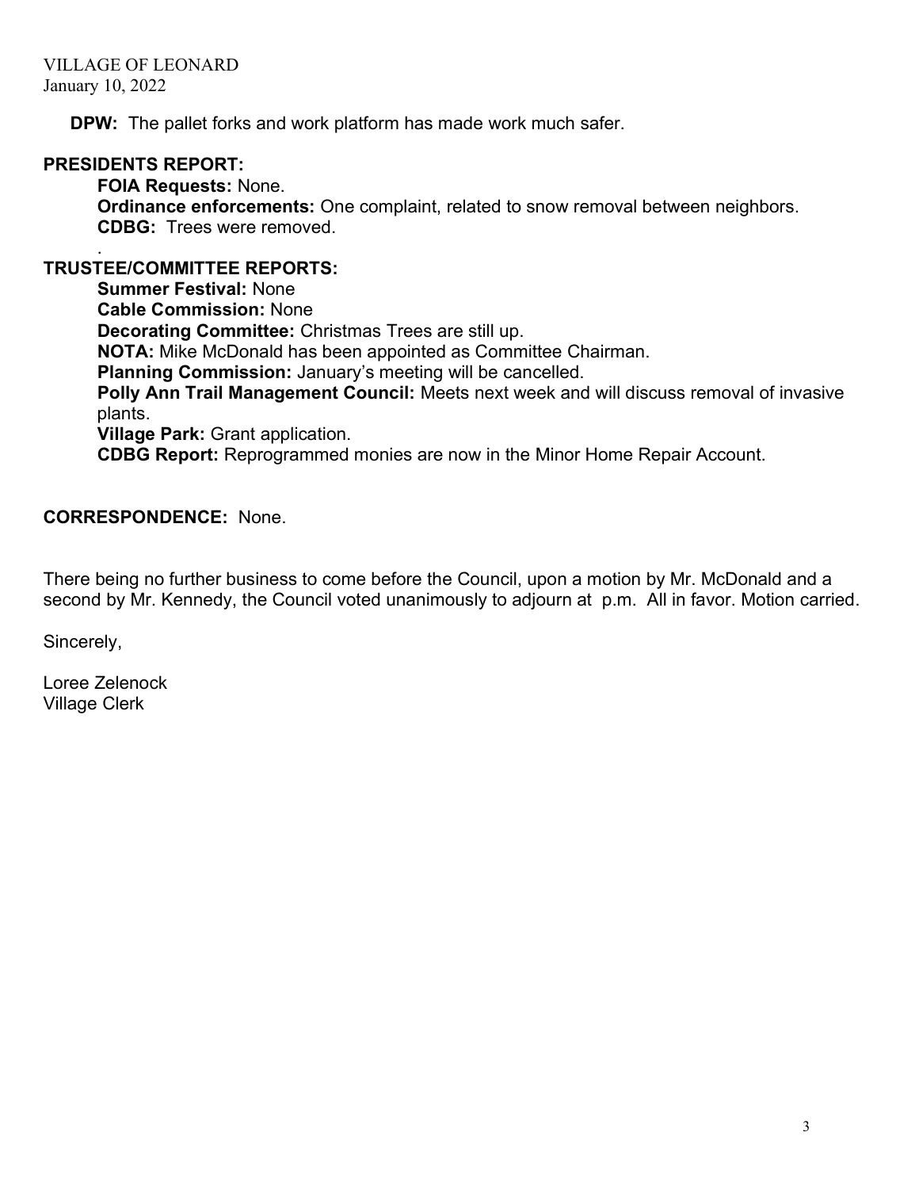**DPW:** The pallet forks and work platform has made work much safer.

**PRESIDENTS REPORT:**

**FOIA Requests:** None.
**Ordinance enforcements:** One complaint, related to snow removal between neighbors.
**CDBG:** Trees were removed.
.

**TRUSTEE/COMMITTEE REPORTS:**

**Summer Festival:** None
**Cable Commission:** None
**Decorating Committee:** Christmas Trees are still up.
**NOTA:** Mike McDonald has been appointed as Committee Chairman.
**Planning Commission:** January's meeting will be cancelled.
**Polly Ann Trail Management Council:** Meets next week and will discuss removal of invasive plants.
**Village Park:** Grant application.
**CDBG Report:** Reprogrammed monies are now in the Minor Home Repair Account.

**CORRESPONDENCE:** None.

There being no further business to come before the Council, upon a motion by Mr. McDonald and a second by Mr. Kennedy, the Council voted unanimously to adjourn at p.m. All in favor. Motion carried.

Sincerely,

Loree Zelenock
Village Clerk